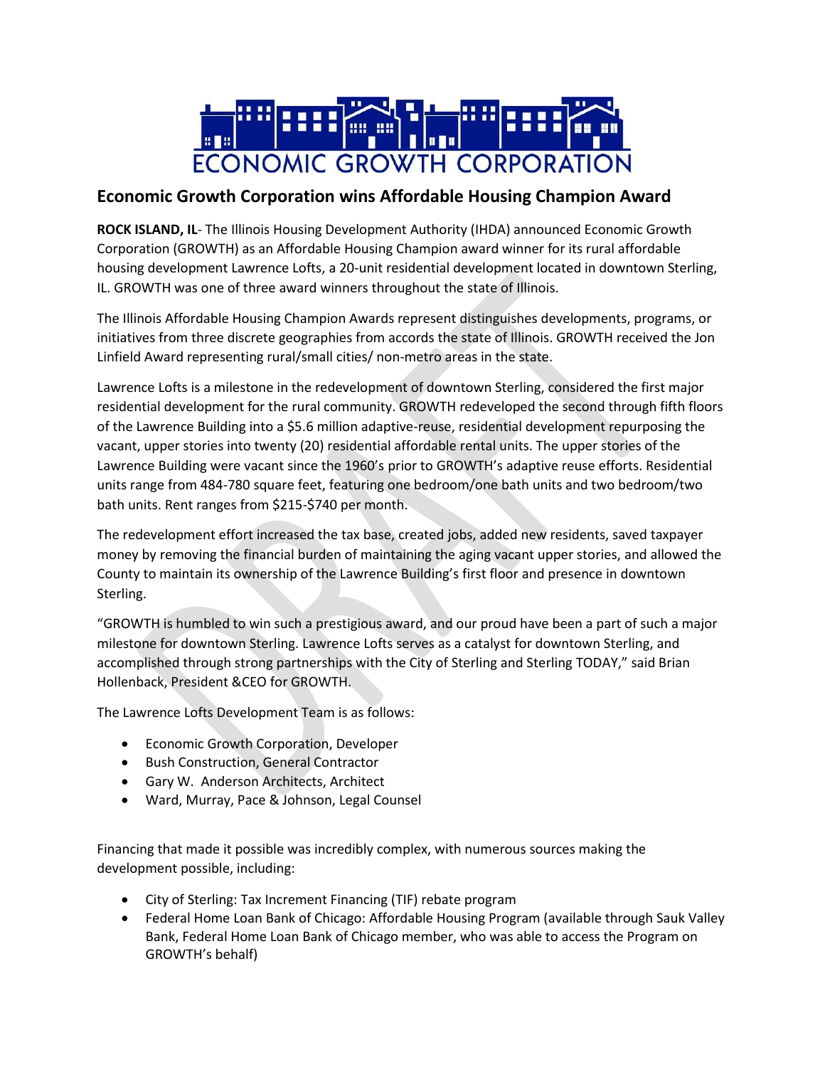ECONOMIC GROWTH CORPORATION

## Economic Growth Corporation wins Affordable Housing Champion Award

**ROCK ISLAND, IL**- The Illinois Housing Development Authority (IHDA) announced Economic Growth Corporation (GROWTH) as an Affordable Housing Champion award winner for its rural affordable housing development Lawrence Lofts, a 20-unit residential development located in downtown Sterling, IL. GROWTH was one of three award winners throughout the state of Illinois.

The Illinois Affordable Housing Champion Awards represent distinguishes developments, programs, or initiatives from three discrete geographies from accords the state of Illinois. GROWTH received the Jon Linfield Award representing rural/small cities/ non-metro areas in the state.

Lawrence Lofts is a milestone in the redevelopment of downtown Sterling, considered the first major residential development for the rural community. GROWTH redeveloped the second through fifth floors of the Lawrence Building into a $5.6 million adaptive-reuse, residential development repurposing the vacant, upper stories into twenty (20) residential affordable rental units. The upper stories of the Lawrence Building were vacant since the 1960's prior to GROWTH's adaptive reuse efforts. Residential units range from 484-780 square feet, featuring one bedroom/one bath units and two bedroom/two bath units. Rent ranges from $215-$740 per month.

The redevelopment effort increased the tax base, created jobs, added new residents, saved taxpayer money by removing the financial burden of maintaining the aging vacant upper stories, and allowed the County to maintain its ownership of the Lawrence Building's first floor and presence in downtown Sterling.

"GROWTH is humbled to win such a prestigious award, and our proud have been a part of such a major milestone for downtown Sterling. Lawrence Lofts serves as a catalyst for downtown Sterling, and accomplished through strong partnerships with the City of Sterling and Sterling TODAY," said Brian Hollenback, President &CEO for GROWTH.

The Lawrence Lofts Development Team is as follows:

- Economic Growth Corporation, Developer
- Bush Construction, General Contractor
- Gary W. Anderson Architects, Architect
- Ward, Murray, Pace & Johnson, Legal Counsel

Financing that made it possible was incredibly complex, with numerous sources making the development possible, including:

- City of Sterling: Tax Increment Financing (TIF) rebate program
- Federal Home Loan Bank of Chicago: Affordable Housing Program (available through Sauk Valley Bank, Federal Home Loan Bank of Chicago member, who was able to access the Program on GROWTH's behalf)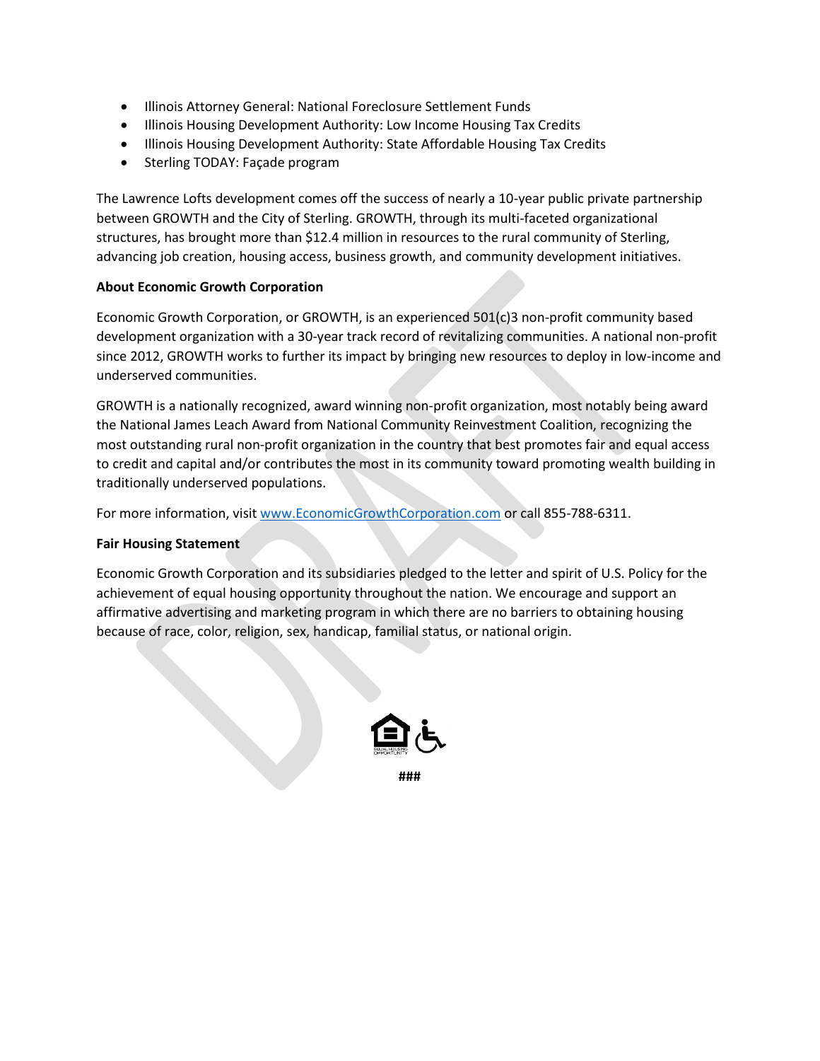- Illinois Attorney General: National Foreclosure Settlement Funds
- Illinois Housing Development Authority: Low Income Housing Tax Credits
- Illinois Housing Development Authority: State Affordable Housing Tax Credits
- Sterling TODAY: Façade program

The Lawrence Lofts development comes off the success of nearly a 10-year public private partnership between GROWTH and the City of Sterling. GROWTH, through its multi-faceted organizational structures, has brought more than $12.4 million in resources to the rural community of Sterling, advancing job creation, housing access, business growth, and community development initiatives.

**About Economic Growth Corporation**

Economic Growth Corporation, or GROWTH, is an experienced 501(c)3 non-profit community based development organization with a 30-year track record of revitalizing communities. A national non-profit since 2012, GROWTH works to further its impact by bringing new resources to deploy in low-income and underserved communities.

GROWTH is a nationally recognized, award winning non-profit organization, most notably being award the National James Leach Award from National Community Reinvestment Coalition, recognizing the most outstanding rural non-profit organization in the country that best promotes fair and equal access to credit and capital and/or contributes the most in its community toward promoting wealth building in traditionally underserved populations.

For more information, visit www.EconomicGrowthCorporation.com or call 855-788-6311.

**Fair Housing Statement**

Economic Growth Corporation and its subsidiaries pledged to the letter and spirit of U.S. Policy for the achievement of equal housing opportunity throughout the nation. We encourage and support an affirmative advertising and marketing program in which there are no barriers to obtaining housing because of race, color, religion, sex, handicap, familial status, or national origin.

EQUAL HOUSING OPPORTUNITY

**###**